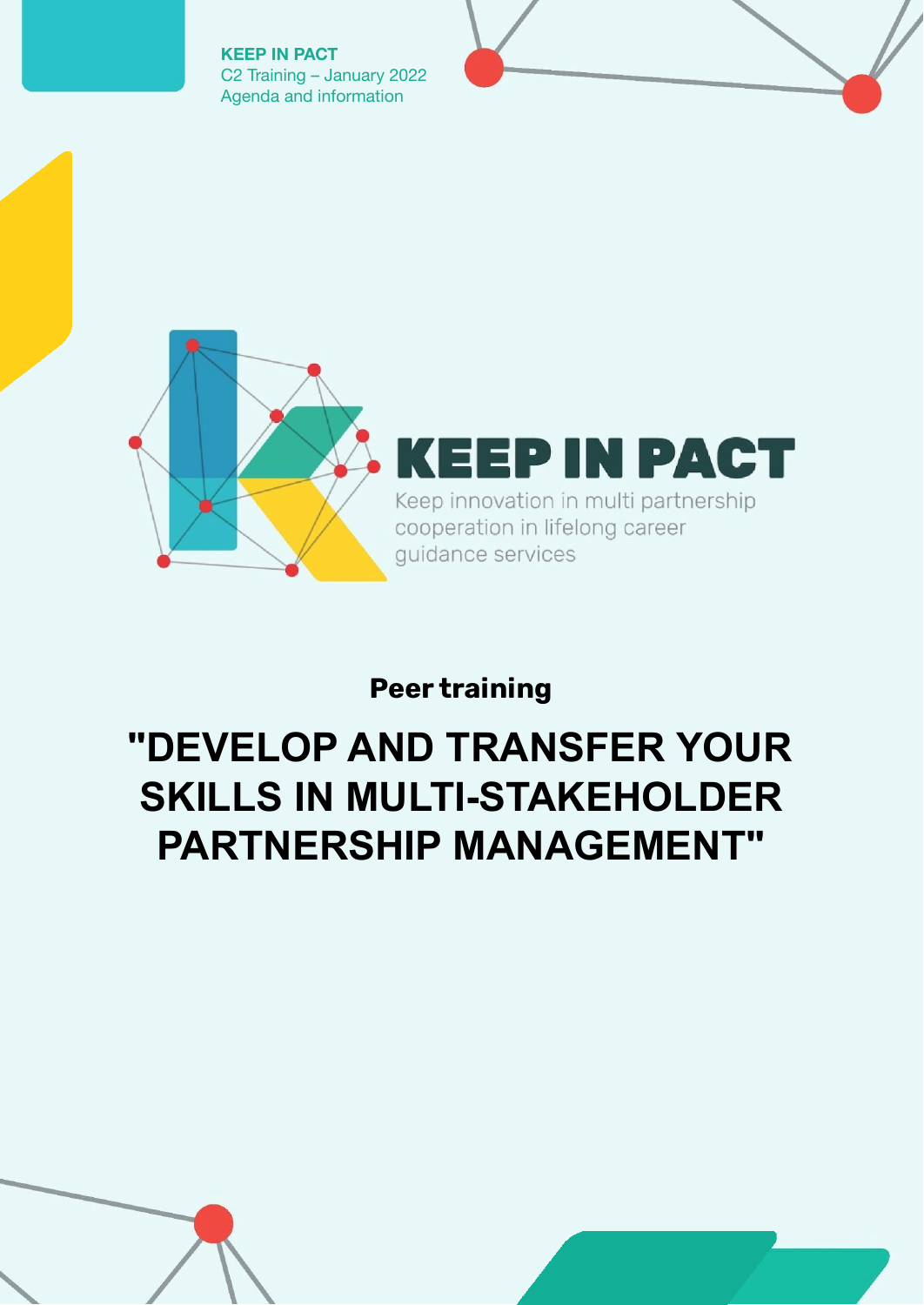KEEP IN PACT
C2 Training – January 2022
Agenda and information

KEEP IN PACT

Keep innovation in multi partnership cooperation in lifelong career guidance services

**Peer training**

# "DEVELOP AND TRANSFER YOUR SKILLS IN MULTI-STAKEHOLDER PARTNERSHIP MANAGEMENT"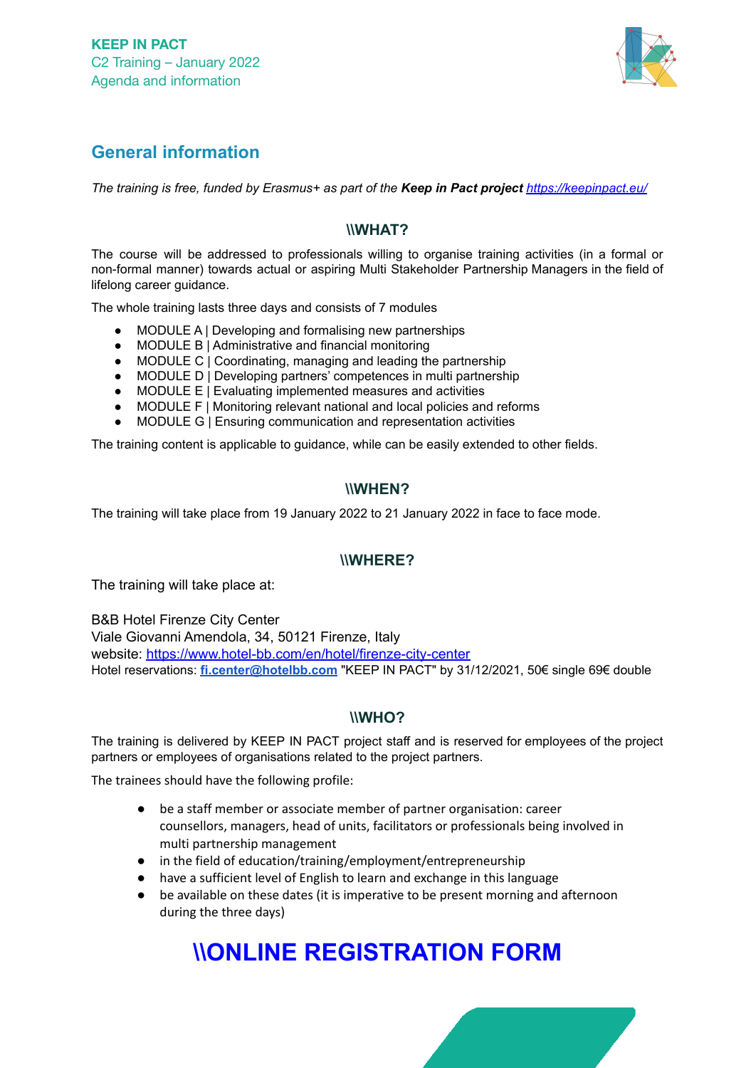# General information

*The training is free, funded by Erasmus+ as part of the* ***Keep in Pact project*** *[https://keepinpact.eu/](https://keepinpact.eu/)*

### \\WHAT?

The course will be addressed to professionals willing to organise training activities (in a formal or non-formal manner) towards actual or aspiring Multi Stakeholder Partnership Managers in the field of lifelong career guidance.

The whole training lasts three days and consists of 7 modules

- MODULE A | Developing and formalising new partnerships
- MODULE B | Administrative and financial monitoring
- MODULE C | Coordinating, managing and leading the partnership
- MODULE D | Developing partners' competences in multi partnership
- MODULE E | Evaluating implemented measures and activities
- MODULE F | Monitoring relevant national and local policies and reforms
- MODULE G | Ensuring communication and representation activities

The training content is applicable to guidance, while can be easily extended to other fields.

### \\WHEN?

The training will take place from 19 January 2022 to 21 January 2022 in face to face mode.

### \\WHERE?

The training will take place at:

B&B Hotel Firenze City Center
Viale Giovanni Amendola, 34, 50121 Firenze, Italy
website: [https://www.hotel-bb.com/en/hotel/firenze-city-center](https://www.hotel-bb.com/en/hotel/firenze-city-center)
Hotel reservations: **fi.center@hotelbb.com** "KEEP IN PACT" by 31/12/2021, 50€ single 69€ double

### \\WHO?

The training is delivered by KEEP IN PACT project staff and is reserved for employees of the project partners or employees of organisations related to the project partners.

The trainees should have the following profile:

- be a staff member or associate member of partner organisation: career counsellors, managers, head of units, facilitators or professionals being involved in multi partnership management
- in the field of education/training/employment/entrepreneurship
- have a sufficient level of English to learn and exchange in this language
- be available on these dates (it is imperative to be present morning and afternoon during the three days)

# \\ONLINE REGISTRATION FORM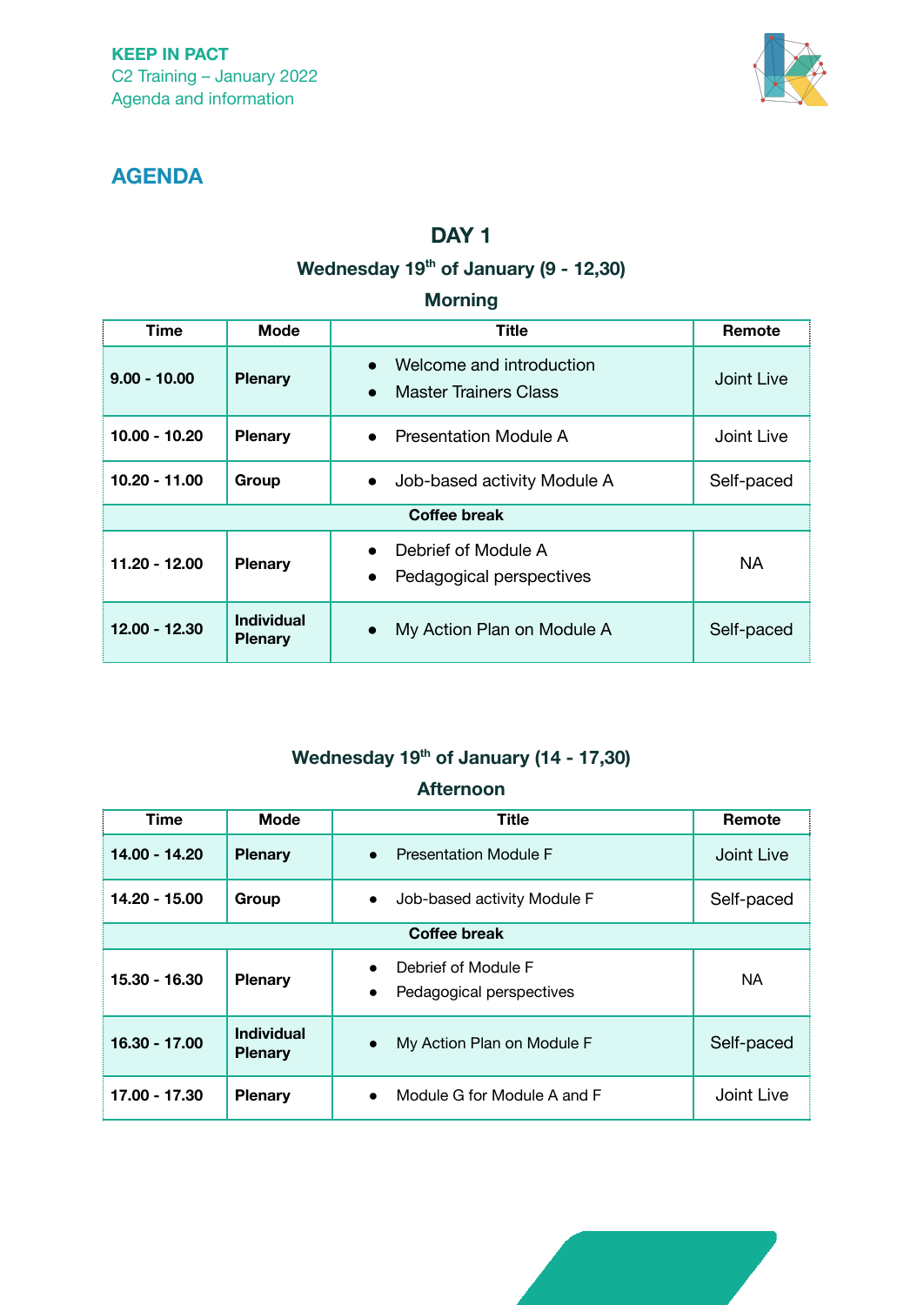# AGENDA

## DAY 1

### Wednesday 19th of January (9 - 12,30)

**Morning**

| Time | Mode | Title | Remote |
|---|---|---|---|
| **9.00 - 10.00** | **Plenary** | • Welcome and introduction<br>• Master Trainers Class | Joint Live |
| **10.00 - 10.20** | **Plenary** | • Presentation Module A | Joint Live |
| **10.20 - 11.00** | **Group** | • Job-based activity Module A | Self-paced |
| **Coffee break** | | | |
| **11.20 - 12.00** | **Plenary** | • Debrief of Module A<br>• Pedagogical perspectives | NA |
| **12.00 - 12.30** | **Individual Plenary** | • My Action Plan on Module A | Self-paced |

### Wednesday 19th of January (14 - 17,30)

**Afternoon**

| Time | Mode | Title | Remote |
|---|---|---|---|
| **14.00 - 14.20** | **Plenary** | • Presentation Module F | Joint Live |
| **14.20 - 15.00** | **Group** | • Job-based activity Module F | Self-paced |
| **Coffee break** | | | |
| **15.30 - 16.30** | **Plenary** | • Debrief of Module F<br>• Pedagogical perspectives | NA |
| **16.30 - 17.00** | **Individual Plenary** | • My Action Plan on Module F | Self-paced |
| **17.00 - 17.30** | **Plenary** | • Module G for Module A and F | Joint Live |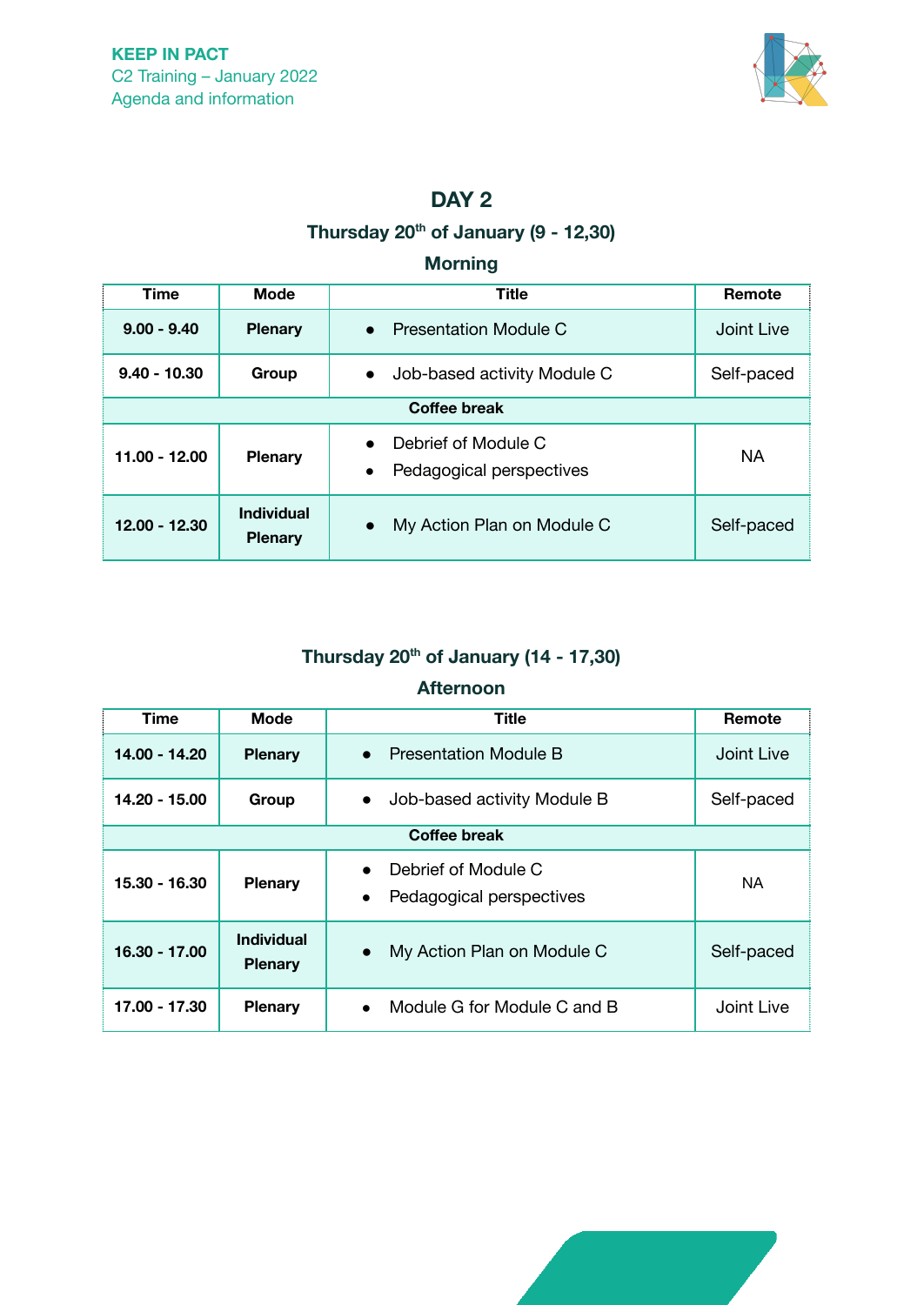# DAY 2

### Thursday 20th of January (9 - 12,30)

### Morning

| Time | Mode | Title | Remote |
|---|---|---|---|
| **9.00 - 9.40** | **Plenary** | • Presentation Module C | Joint Live |
| **9.40 - 10.30** | **Group** | • Job-based activity Module C | Self-paced |
| **Coffee break** | | | |
| **11.00 - 12.00** | **Plenary** | • Debrief of Module C<br>• Pedagogical perspectives | NA |
| **12.00 - 12.30** | **Individual Plenary** | • My Action Plan on Module C | Self-paced |

### Thursday 20th of January (14 - 17,30)

### Afternoon

| Time | Mode | Title | Remote |
|---|---|---|---|
| **14.00 - 14.20** | **Plenary** | • Presentation Module B | Joint Live |
| **14.20 - 15.00** | **Group** | • Job-based activity Module B | Self-paced |
| **Coffee break** | | | |
| **15.30 - 16.30** | **Plenary** | • Debrief of Module C<br>• Pedagogical perspectives | NA |
| **16.30 - 17.00** | **Individual Plenary** | • My Action Plan on Module C | Self-paced |
| **17.00 - 17.30** | **Plenary** | • Module G for Module C and B | Joint Live |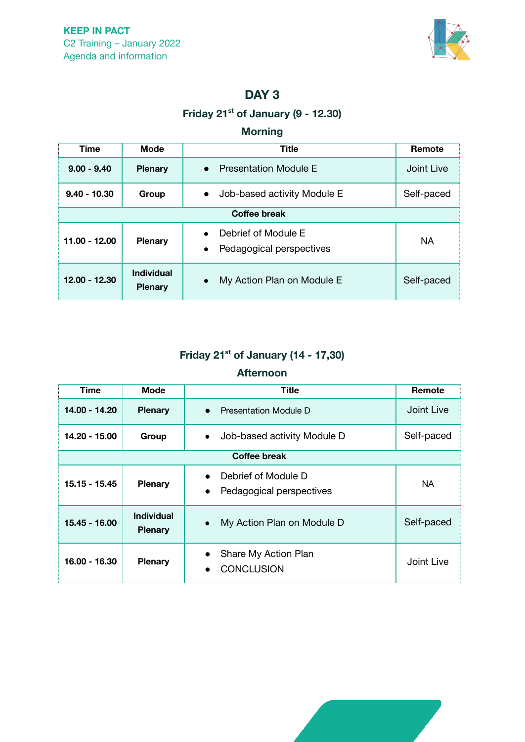# DAY 3

### Friday 21st of January (9 - 12.30)

### Morning

| Time | Mode | Title | Remote |
|---|---|---|---|
| **9.00 - 9.40** | **Plenary** | • Presentation Module E | Joint Live |
| **9.40 - 10.30** | **Group** | • Job-based activity Module E | Self-paced |
| **Coffee break** | | | |
| **11.00 - 12.00** | **Plenary** | • Debrief of Module E<br>• Pedagogical perspectives | NA |
| **12.00 - 12.30** | **Individual Plenary** | • My Action Plan on Module E | Self-paced |

### Friday 21st of January (14 - 17,30)

### Afternoon

| Time | Mode | Title | Remote |
|---|---|---|---|
| **14.00 - 14.20** | **Plenary** | • Presentation Module D | Joint Live |
| **14.20 - 15.00** | **Group** | • Job-based activity Module D | Self-paced |
| **Coffee break** | | | |
| **15.15 - 15.45** | **Plenary** | • Debrief of Module D<br>• Pedagogical perspectives | NA |
| **15.45 - 16.00** | **Individual Plenary** | • My Action Plan on Module D | Self-paced |
| **16.00 - 16.30** | **Plenary** | • Share My Action Plan<br>• CONCLUSION | Joint Live |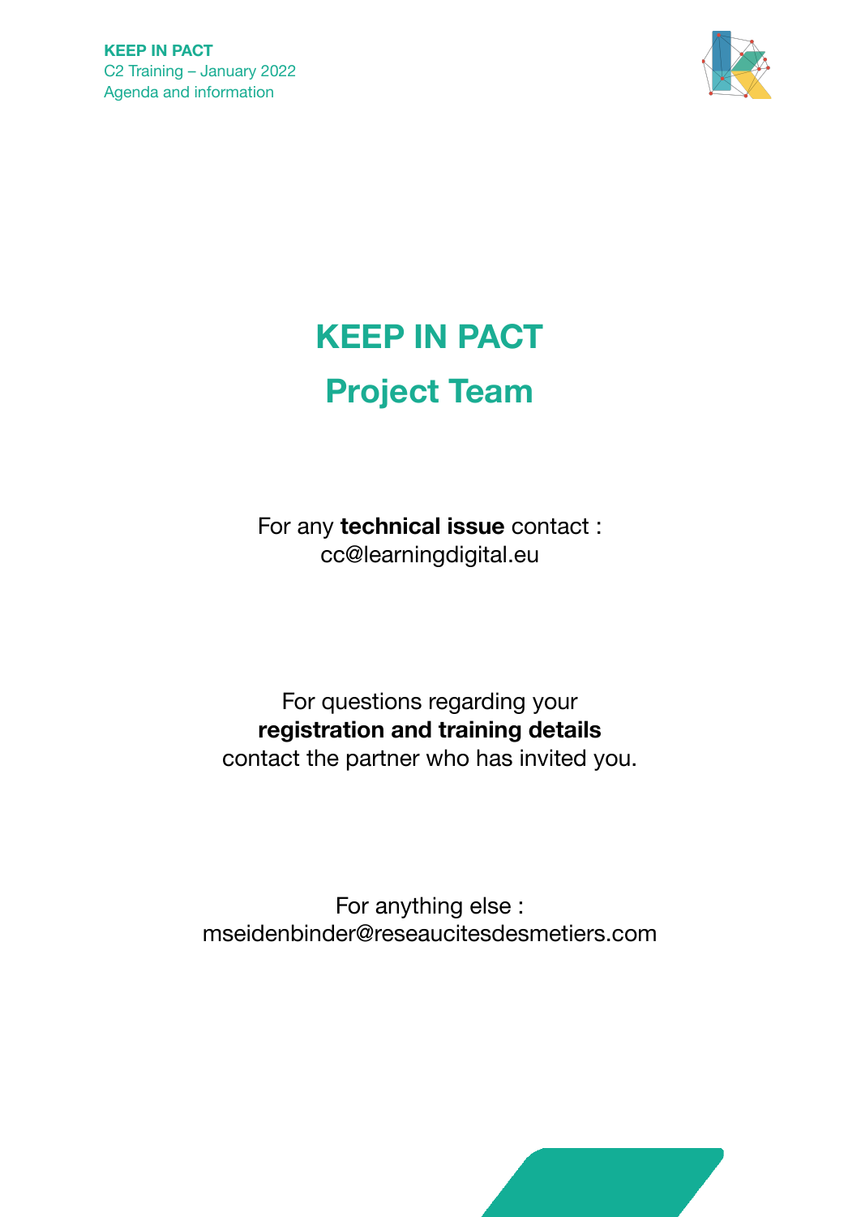# KEEP IN PACT

## Project Team

For any **technical issue** contact :
cc@learningdigital.eu

For questions regarding your
**registration and training details**
contact the partner who has invited you.

For anything else :
mseidenbinder@reseaucitesdesmetiers.com